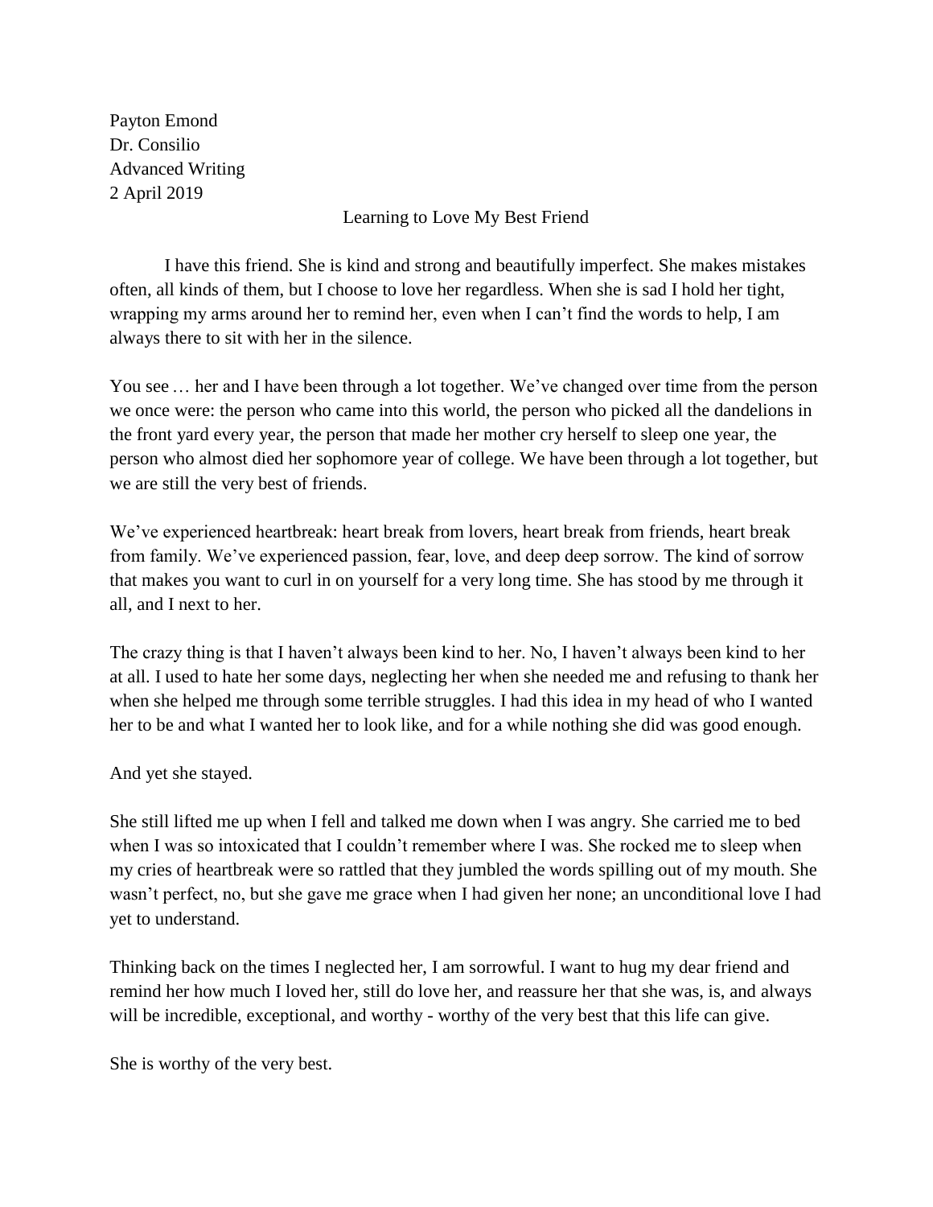Payton Emond
Dr. Consilio
Advanced Writing
2 April 2019

Learning to Love My Best Friend

I have this friend. She is kind and strong and beautifully imperfect. She makes mistakes often, all kinds of them, but I choose to love her regardless. When she is sad I hold her tight, wrapping my arms around her to remind her, even when I can't find the words to help, I am always there to sit with her in the silence.

You see … her and I have been through a lot together. We've changed over time from the person we once were: the person who came into this world, the person who picked all the dandelions in the front yard every year, the person that made her mother cry herself to sleep one year, the person who almost died her sophomore year of college. We have been through a lot together, but we are still the very best of friends.

We've experienced heartbreak: heart break from lovers, heart break from friends, heart break from family. We've experienced passion, fear, love, and deep deep sorrow. The kind of sorrow that makes you want to curl in on yourself for a very long time. She has stood by me through it all, and I next to her.

The crazy thing is that I haven't always been kind to her. No, I haven't always been kind to her at all. I used to hate her some days, neglecting her when she needed me and refusing to thank her when she helped me through some terrible struggles. I had this idea in my head of who I wanted her to be and what I wanted her to look like, and for a while nothing she did was good enough.

And yet she stayed.

She still lifted me up when I fell and talked me down when I was angry. She carried me to bed when I was so intoxicated that I couldn't remember where I was. She rocked me to sleep when my cries of heartbreak were so rattled that they jumbled the words spilling out of my mouth. She wasn't perfect, no, but she gave me grace when I had given her none; an unconditional love I had yet to understand.

Thinking back on the times I neglected her, I am sorrowful. I want to hug my dear friend and remind her how much I loved her, still do love her, and reassure her that she was, is, and always will be incredible, exceptional, and worthy - worthy of the very best that this life can give.

She is worthy of the very best.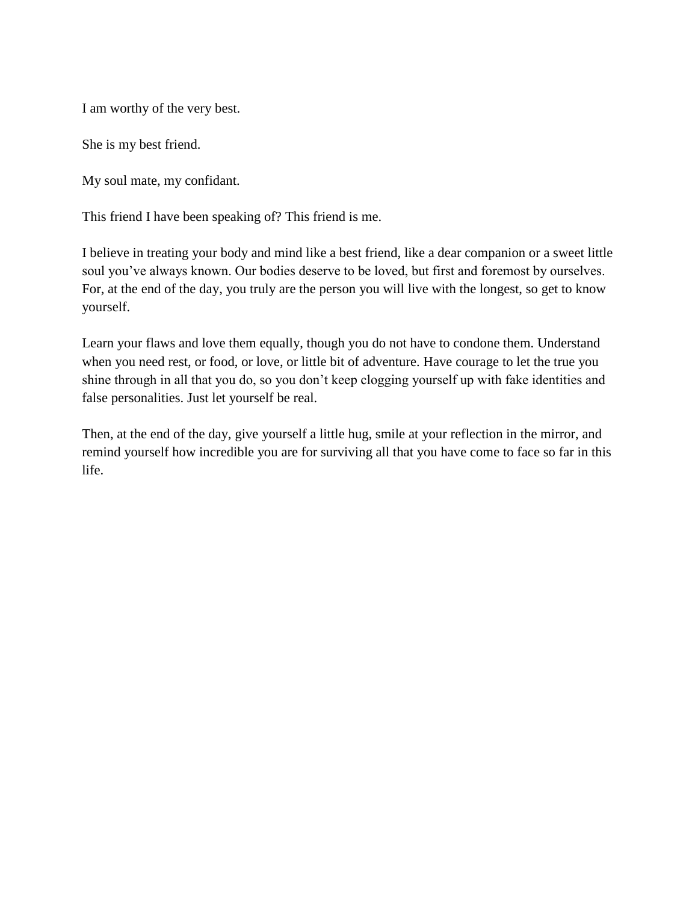I am worthy of the very best.

She is my best friend.

My soul mate, my confidant.

This friend I have been speaking of? This friend is me.

I believe in treating your body and mind like a best friend, like a dear companion or a sweet little soul you've always known. Our bodies deserve to be loved, but first and foremost by ourselves. For, at the end of the day, you truly are the person you will live with the longest, so get to know yourself.

Learn your flaws and love them equally, though you do not have to condone them. Understand when you need rest, or food, or love, or little bit of adventure. Have courage to let the true you shine through in all that you do, so you don't keep clogging yourself up with fake identities and false personalities. Just let yourself be real.

Then, at the end of the day, give yourself a little hug, smile at your reflection in the mirror, and remind yourself how incredible you are for surviving all that you have come to face so far in this life.